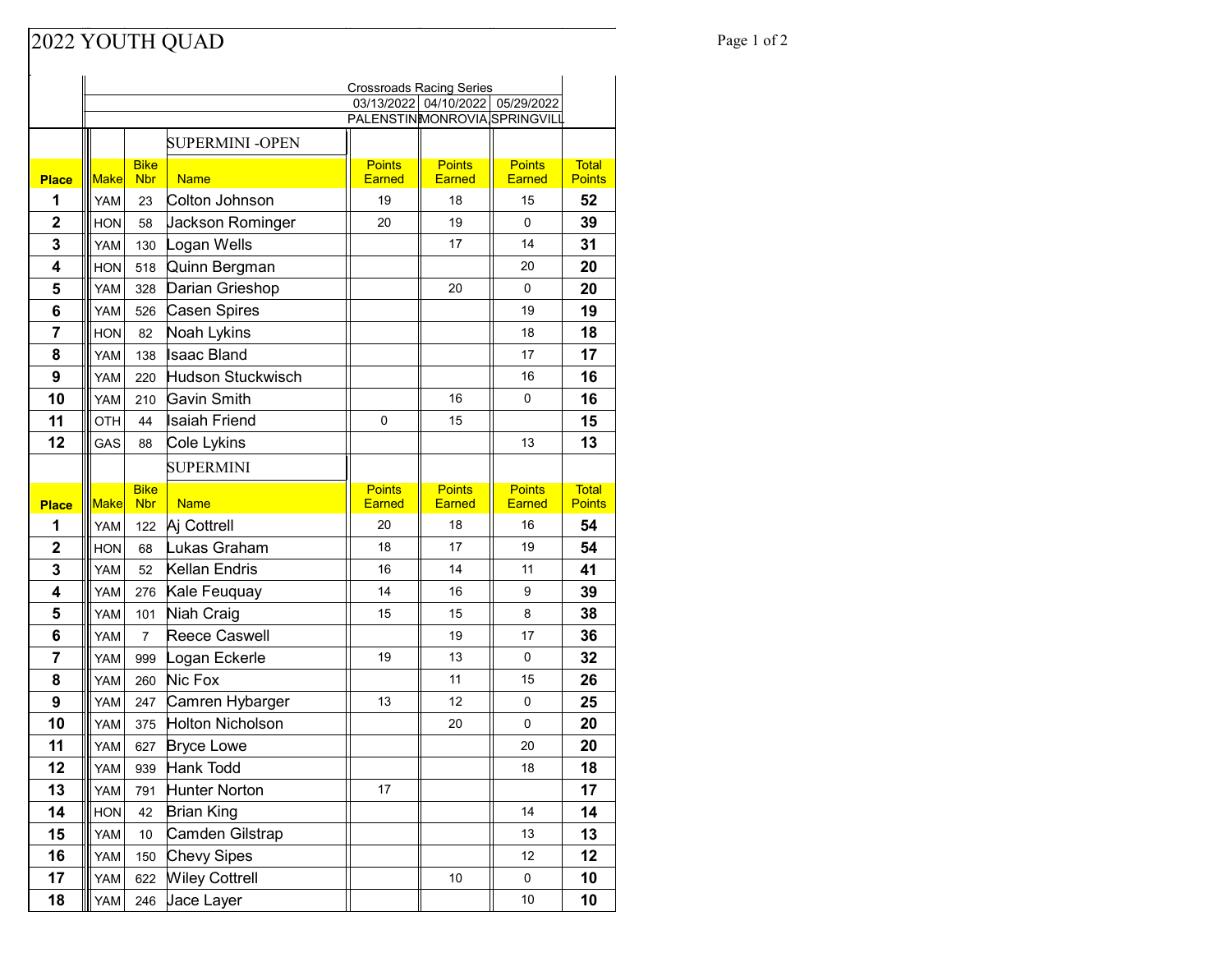# 2022 YOUTH QUAD

| | | | | Crossroads Racing Series | | | |
|---|---|---|---|---|---|---|---|
| | | | | 03/13/2022 | 04/10/2022 | 05/29/2022 | |
| | | | | PALENSTIN | MONROVIA | SPRINGVILL | |
| | | | SUPERMINI -OPEN | | | | |
| Place | Make | Bike Nbr | Name | Points Earned | Points Earned | Points Earned | Total Points |
| 1 | YAM | 23 | Colton Johnson | 19 | 18 | 15 | 52 |
| 2 | HON | 58 | Jackson Rominger | 20 | 19 | 0 | 39 |
| 3 | YAM | 130 | Logan Wells | | 17 | 14 | 31 |
| 4 | HON | 518 | Quinn Bergman | | | 20 | 20 |
| 5 | YAM | 328 | Darian Grieshop | | 20 | 0 | 20 |
| 6 | YAM | 526 | Casen Spires | | | 19 | 19 |
| 7 | HON | 82 | Noah Lykins | | | 18 | 18 |
| 8 | YAM | 138 | Isaac Bland | | | 17 | 17 |
| 9 | YAM | 220 | Hudson Stuckwisch | | | 16 | 16 |
| 10 | YAM | 210 | Gavin Smith | | 16 | 0 | 16 |
| 11 | OTH | 44 | Isaiah Friend | 0 | 15 | | 15 |
| 12 | GAS | 88 | Cole Lykins | | | 13 | 13 |
| | | | SUPERMINI | | | | |
| Place | Make | Bike Nbr | Name | Points Earned | Points Earned | Points Earned | Total Points |
| 1 | YAM | 122 | Aj Cottrell | 20 | 18 | 16 | 54 |
| 2 | HON | 68 | Lukas Graham | 18 | 17 | 19 | 54 |
| 3 | YAM | 52 | Kellan Endris | 16 | 14 | 11 | 41 |
| 4 | YAM | 276 | Kale Feuquay | 14 | 16 | 9 | 39 |
| 5 | YAM | 101 | Niah Craig | 15 | 15 | 8 | 38 |
| 6 | YAM | 7 | Reece Caswell | | 19 | 17 | 36 |
| 7 | YAM | 999 | Logan Eckerle | 19 | 13 | 0 | 32 |
| 8 | YAM | 260 | Nic Fox | | 11 | 15 | 26 |
| 9 | YAM | 247 | Camren Hybarger | 13 | 12 | 0 | 25 |
| 10 | YAM | 375 | Holton Nicholson | | 20 | 0 | 20 |
| 11 | YAM | 627 | Bryce Lowe | | | 20 | 20 |
| 12 | YAM | 939 | Hank Todd | | | 18 | 18 |
| 13 | YAM | 791 | Hunter Norton | 17 | | | 17 |
| 14 | HON | 42 | Brian King | | | 14 | 14 |
| 15 | YAM | 10 | Camden Gilstrap | | | 13 | 13 |
| 16 | YAM | 150 | Chevy Sipes | | | 12 | 12 |
| 17 | YAM | 622 | Wiley Cottrell | | 10 | 0 | 10 |
| 18 | YAM | 246 | Jace Layer | | | 10 | 10 |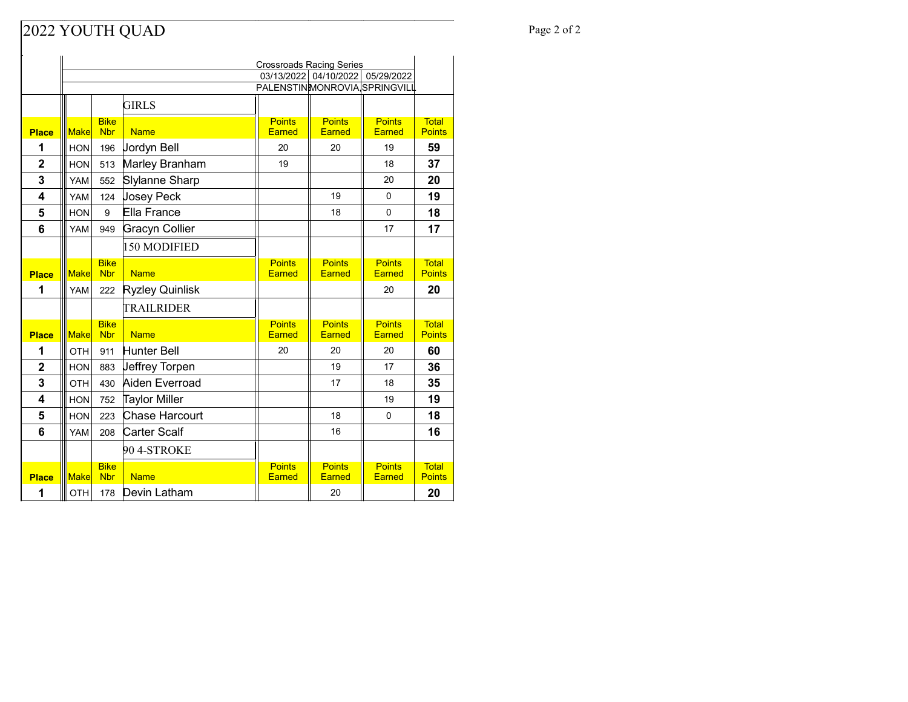# 2022 YOUTH QUAD

| | | | | Crossroads Racing Series | | | |
|---|---|---|---|---|---|---|---|
| | | | | 03/13/2022 | 04/10/2022 | 05/29/2022 | |
| | | | | PALENSTINE | MONROVIA | SPRINGVILL | |
| | | | GIRLS | | | | |
| **Place** | Make | Bike Nbr | Name | Points Earned | Points Earned | Points Earned | Total Points |
| **1** | HON | 196 | Jordyn Bell | 20 | 20 | 19 | **59** |
| **2** | HON | 513 | Marley Branham | 19 | | 18 | **37** |
| **3** | YAM | 552 | Slylanne Sharp | | | 20 | **20** |
| **4** | YAM | 124 | Josey Peck | | 19 | 0 | **19** |
| **5** | HON | 9 | Ella France | | 18 | 0 | **18** |
| **6** | YAM | 949 | Gracyn Collier | | | 17 | **17** |
| | | | 150 MODIFIED | | | | |
| **Place** | Make | Bike Nbr | Name | Points Earned | Points Earned | Points Earned | Total Points |
| **1** | YAM | 222 | Ryzley Quinlisk | | | 20 | **20** |
| | | | TRAILRIDER | | | | |
| **Place** | Make | Bike Nbr | Name | Points Earned | Points Earned | Points Earned | Total Points |
| **1** | OTH | 911 | Hunter Bell | 20 | 20 | 20 | **60** |
| **2** | HON | 883 | Jeffrey Torpen | | 19 | 17 | **36** |
| **3** | OTH | 430 | Aiden Everroad | | 17 | 18 | **35** |
| **4** | HON | 752 | Taylor Miller | | | 19 | **19** |
| **5** | HON | 223 | Chase Harcourt | | 18 | 0 | **18** |
| **6** | YAM | 208 | Carter Scalf | | 16 | | **16** |
| | | | 90 4-STROKE | | | | |
| **Place** | Make | Bike Nbr | Name | Points Earned | Points Earned | Points Earned | Total Points |
| **1** | OTH | 178 | Devin Latham | | 20 | | **20** |